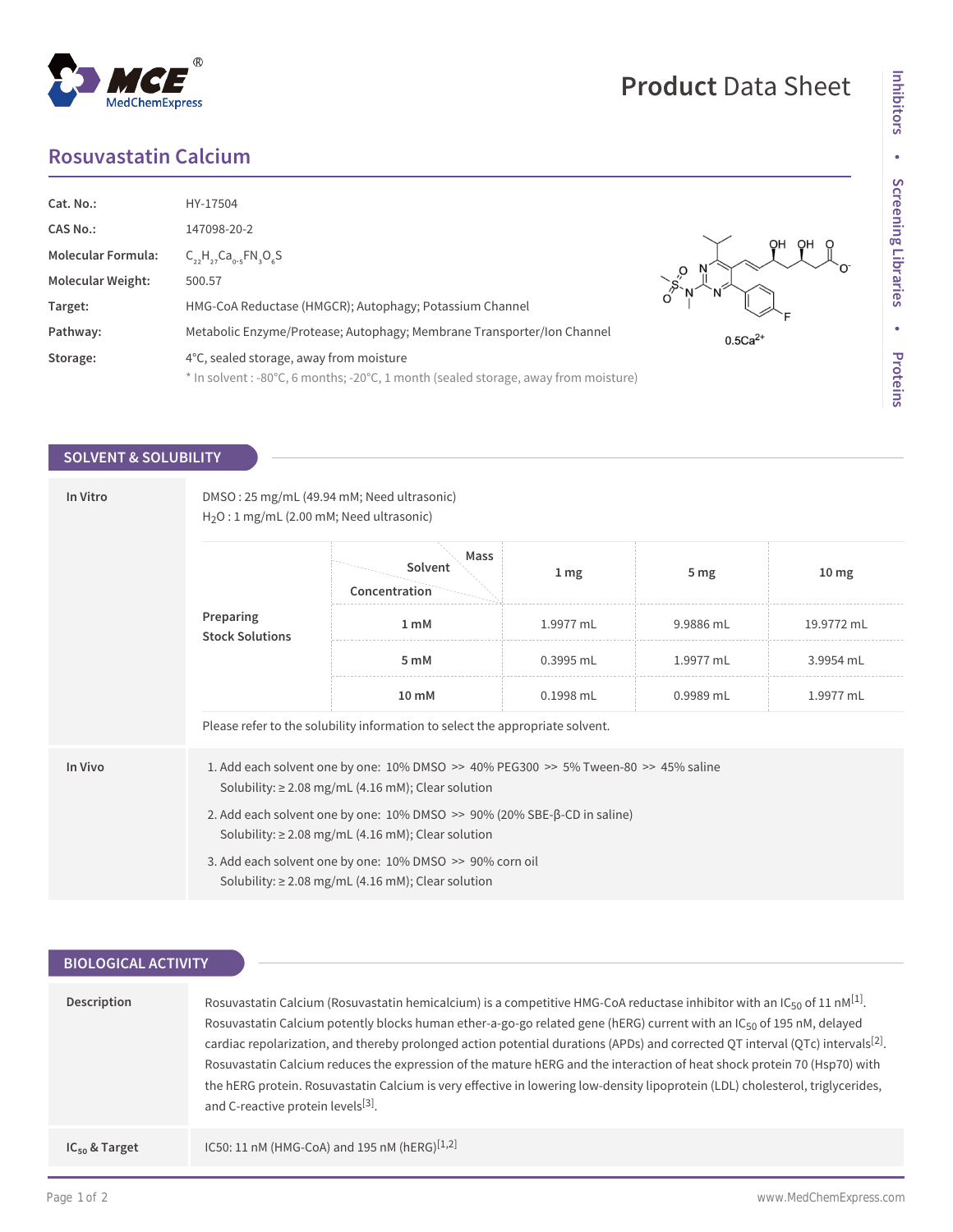# Product Data Sheet

## Rosuvastatin Calcium

| | |
|---|---|
| **Cat. No.:** | HY-17504 |
| **CAS No.:** | 147098-20-2 |
| **Molecular Formula:** | $C_{22}H_{27}Ca_{0.5}FN_3O_6S$ |
| **Molecular Weight:** | 500.57 |
| **Target:** | HMG-CoA Reductase (HMGCR); Autophagy; Potassium Channel |
| **Pathway:** | Metabolic Enzyme/Protease; Autophagy; Membrane Transporter/Ion Channel |
| **Storage:** | 4°C, sealed storage, away from moisture<br>* In solvent : -80°C, 6 months; -20°C, 1 month (sealed storage, away from moisture) |

## SOLVENT & SOLUBILITY

### In Vitro

DMSO : 25 mg/mL (49.94 mM; Need ultrasonic)
$H_2O$ : 1 mg/mL (2.00 mM; Need ultrasonic)

**Preparing Stock Solutions**

| Concentration \ Solvent \ Mass | 1 mg | 5 mg | 10 mg |
|---|---|---|---|
| 1 mM | 1.9977 mL | 9.9886 mL | 19.9772 mL |
| 5 mM | 0.3995 mL | 1.9977 mL | 3.9954 mL |
| 10 mM | 0.1998 mL | 0.9989 mL | 1.9977 mL |

Please refer to the solubility information to select the appropriate solvent.

### In Vivo

1. Add each solvent one by one: 10% DMSO >> 40% PEG300 >> 5% Tween-80 >> 45% saline
   Solubility: ≥ 2.08 mg/mL (4.16 mM); Clear solution
2. Add each solvent one by one: 10% DMSO >> 90% (20% SBE-β-CD in saline)
   Solubility: ≥ 2.08 mg/mL (4.16 mM); Clear solution
3. Add each solvent one by one: 10% DMSO >> 90% corn oil
   Solubility: ≥ 2.08 mg/mL (4.16 mM); Clear solution

## BIOLOGICAL ACTIVITY

### Description

Rosuvastatin Calcium (Rosuvastatin hemicalcium) is a competitive HMG-CoA reductase inhibitor with an $IC_{50}$ of 11 nM[1]. Rosuvastatin Calcium potently blocks human ether-a-go-go related gene (hERG) current with an $IC_{50}$ of 195 nM, delayed cardiac repolarization, and thereby prolonged action potential durations (APDs) and corrected QT interval (QTc) intervals[2]. Rosuvastatin Calcium reduces the expression of the mature hERG and the interaction of heat shock protein 70 (Hsp70) with the hERG protein. Rosuvastatin Calcium is very effective in lowering low-density lipoprotein (LDL) cholesterol, triglycerides, and C-reactive protein levels[3].

### $IC_{50}$ & Target

IC50: 11 nM (HMG-CoA) and 195 nM (hERG)[1,2]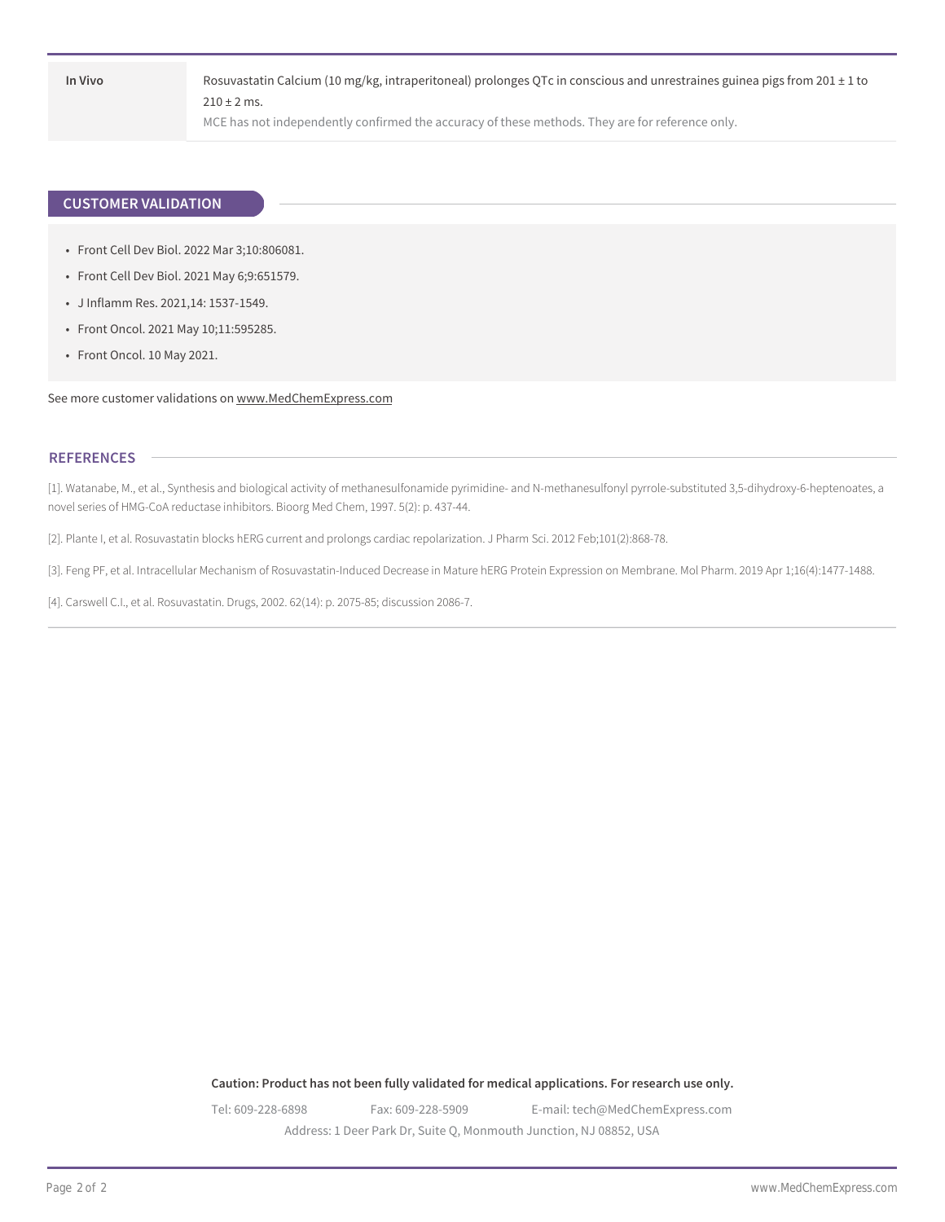| | |
|---|---|
| **In Vivo** | Rosuvastatin Calcium (10 mg/kg, intraperitoneal) prolonges QTc in conscious and unrestraines guinea pigs from 201 ± 1 to 210 ± 2 ms.<br>MCE has not independently confirmed the accuracy of these methods. They are for reference only. |

## CUSTOMER VALIDATION

- Front Cell Dev Biol. 2022 Mar 3;10:806081.
- Front Cell Dev Biol. 2021 May 6;9:651579.
- J Inflamm Res. 2021,14: 1537-1549.
- Front Oncol. 2021 May 10;11:595285.
- Front Oncol. 10 May 2021.

See more customer validations on www.MedChemExpress.com

## REFERENCES

[1]. Watanabe, M., et al., Synthesis and biological activity of methanesulfonamide pyrimidine- and N-methanesulfonyl pyrrole-substituted 3,5-dihydroxy-6-heptenoates, a novel series of HMG-CoA reductase inhibitors. Bioorg Med Chem, 1997. 5(2): p. 437-44.

[2]. Plante I, et al. Rosuvastatin blocks hERG current and prolongs cardiac repolarization. J Pharm Sci. 2012 Feb;101(2):868-78.

[3]. Feng PF, et al. Intracellular Mechanism of Rosuvastatin-Induced Decrease in Mature hERG Protein Expression on Membrane. Mol Pharm. 2019 Apr 1;16(4):1477-1488.

[4]. Carswell C.I., et al. Rosuvastatin. Drugs, 2002. 62(14): p. 2075-85; discussion 2086-7.

**Caution: Product has not been fully validated for medical applications. For research use only.**

Tel: 609-228-6898 Fax: 609-228-5909 E-mail: tech@MedChemExpress.com

Address: 1 Deer Park Dr, Suite Q, Monmouth Junction, NJ 08852, USA